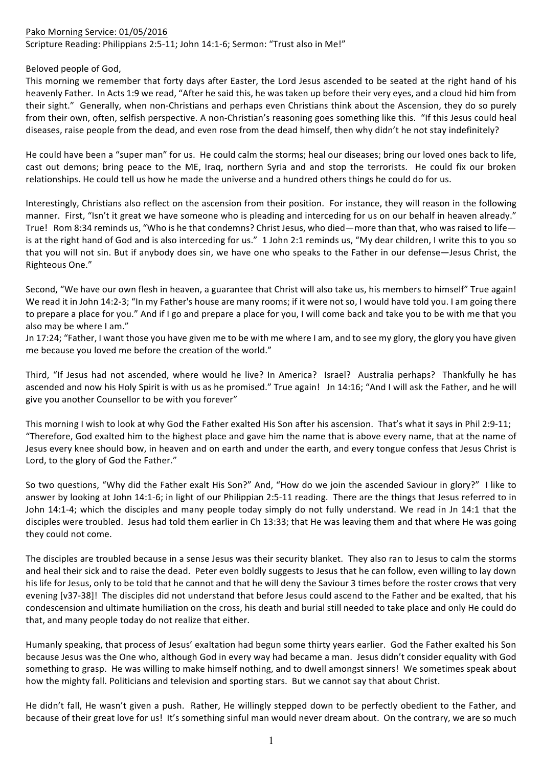Pako Morning Service: 01/05/2016

Scripture Reading: Philippians 2:5-11; John 14:1-6; Sermon: "Trust also in Me!"

Beloved people of God,

This morning we remember that forty days after Easter, the Lord Jesus ascended to be seated at the right hand of his heavenly Father. In Acts 1:9 we read, "After he said this, he was taken up before their very eyes, and a cloud hid him from their sight." Generally, when non-Christians and perhaps even Christians think about the Ascension, they do so purely from their own, often, selfish perspective. A non-Christian's reasoning goes something like this. "If this Jesus could heal diseases, raise people from the dead, and even rose from the dead himself, then why didn't he not stay indefinitely?

He could have been a "super man" for us. He could calm the storms; heal our diseases; bring our loved ones back to life, cast out demons; bring peace to the ME, Iraq, northern Syria and and stop the terrorists. He could fix our broken relationships. He could tell us how he made the universe and a hundred others things he could do for us.

Interestingly, Christians also reflect on the ascension from their position. For instance, they will reason in the following manner. First, "Isn't it great we have someone who is pleading and interceding for us on our behalf in heaven already." True! Rom 8:34 reminds us, "Who is he that condemns? Christ Jesus, who died—more than that, who was raised to life—is at the right hand of God and is also interceding for us." 1 John 2:1 reminds us, "My dear children, I write this to you so that you will not sin. But if anybody does sin, we have one who speaks to the Father in our defense—Jesus Christ, the Righteous One."

Second, "We have our own flesh in heaven, a guarantee that Christ will also take us, his members to himself" True again! We read it in John 14:2-3; "In my Father's house are many rooms; if it were not so, I would have told you. I am going there to prepare a place for you." And if I go and prepare a place for you, I will come back and take you to be with me that you also may be where I am."

Jn 17:24; "Father, I want those you have given me to be with me where I am, and to see my glory, the glory you have given me because you loved me before the creation of the world."

Third, "If Jesus had not ascended, where would he live? In America? Israel? Australia perhaps? Thankfully he has ascended and now his Holy Spirit is with us as he promised." True again! Jn 14:16; "And I will ask the Father, and he will give you another Counsellor to be with you forever"

This morning I wish to look at why God the Father exalted His Son after his ascension. That's what it says in Phil 2:9-11; "Therefore, God exalted him to the highest place and gave him the name that is above every name, that at the name of Jesus every knee should bow, in heaven and on earth and under the earth, and every tongue confess that Jesus Christ is Lord, to the glory of God the Father."

So two questions, "Why did the Father exalt His Son?" And, "How do we join the ascended Saviour in glory?" I like to answer by looking at John 14:1-6; in light of our Philippian 2:5-11 reading. There are the things that Jesus referred to in John 14:1-4; which the disciples and many people today simply do not fully understand. We read in Jn 14:1 that the disciples were troubled. Jesus had told them earlier in Ch 13:33; that He was leaving them and that where He was going they could not come.

The disciples are troubled because in a sense Jesus was their security blanket. They also ran to Jesus to calm the storms and heal their sick and to raise the dead. Peter even boldly suggests to Jesus that he can follow, even willing to lay down his life for Jesus, only to be told that he cannot and that he will deny the Saviour 3 times before the roster crows that very evening [v37-38]! The disciples did not understand that before Jesus could ascend to the Father and be exalted, that his condescension and ultimate humiliation on the cross, his death and burial still needed to take place and only He could do that, and many people today do not realize that either.

Humanly speaking, that process of Jesus' exaltation had begun some thirty years earlier. God the Father exalted his Son because Jesus was the One who, although God in every way had became a man. Jesus didn't consider equality with God something to grasp. He was willing to make himself nothing, and to dwell amongst sinners! We sometimes speak about how the mighty fall. Politicians and television and sporting stars. But we cannot say that about Christ.

He didn't fall, He wasn't given a push. Rather, He willingly stepped down to be perfectly obedient to the Father, and because of their great love for us! It's something sinful man would never dream about. On the contrary, we are so much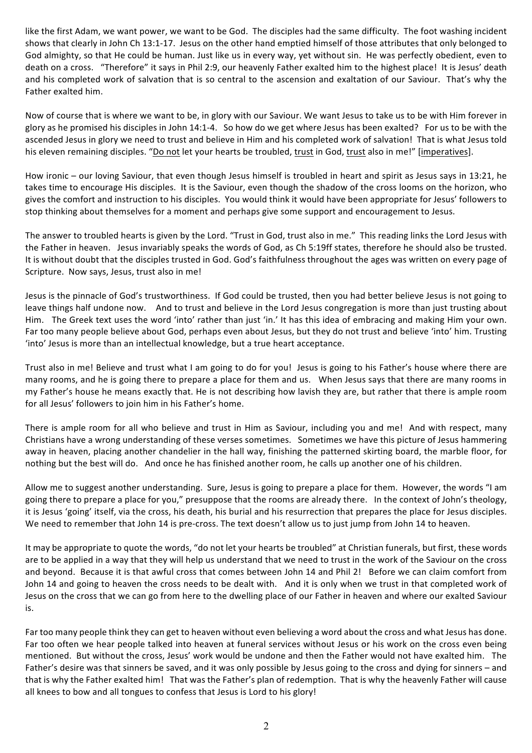like the first Adam, we want power, we want to be God. The disciples had the same difficulty. The foot washing incident shows that clearly in John Ch 13:1-17. Jesus on the other hand emptied himself of those attributes that only belonged to God almighty, so that He could be human. Just like us in every way, yet without sin. He was perfectly obedient, even to death on a cross. "Therefore" it says in Phil 2:9, our heavenly Father exalted him to the highest place! It is Jesus' death and his completed work of salvation that is so central to the ascension and exaltation of our Saviour. That's why the Father exalted him.

Now of course that is where we want to be, in glory with our Saviour. We want Jesus to take us to be with Him forever in glory as he promised his disciples in John 14:1-4. So how do we get where Jesus has been exalted? For us to be with the ascended Jesus in glory we need to trust and believe in Him and his completed work of salvation! That is what Jesus told his eleven remaining disciples. "<u>Do not</u> let your hearts be troubled, <u>trust</u> in God, <u>trust</u> also in me!" [<u>imperatives</u>].

How ironic – our loving Saviour, that even though Jesus himself is troubled in heart and spirit as Jesus says in 13:21, he takes time to encourage His disciples. It is the Saviour, even though the shadow of the cross looms on the horizon, who gives the comfort and instruction to his disciples. You would think it would have been appropriate for Jesus' followers to stop thinking about themselves for a moment and perhaps give some support and encouragement to Jesus.

The answer to troubled hearts is given by the Lord. "Trust in God, trust also in me." This reading links the Lord Jesus with the Father in heaven. Jesus invariably speaks the words of God, as Ch 5:19ff states, therefore he should also be trusted. It is without doubt that the disciples trusted in God. God's faithfulness throughout the ages was written on every page of Scripture. Now says, Jesus, trust also in me!

Jesus is the pinnacle of God's trustworthiness. If God could be trusted, then you had better believe Jesus is not going to leave things half undone now. And to trust and believe in the Lord Jesus congregation is more than just trusting about Him. The Greek text uses the word 'into' rather than just 'in.' It has this idea of embracing and making Him your own. Far too many people believe about God, perhaps even about Jesus, but they do not trust and believe 'into' him. Trusting 'into' Jesus is more than an intellectual knowledge, but a true heart acceptance.

Trust also in me! Believe and trust what I am going to do for you! Jesus is going to his Father's house where there are many rooms, and he is going there to prepare a place for them and us. When Jesus says that there are many rooms in my Father's house he means exactly that. He is not describing how lavish they are, but rather that there is ample room for all Jesus' followers to join him in his Father's home.

There is ample room for all who believe and trust in Him as Saviour, including you and me! And with respect, many Christians have a wrong understanding of these verses sometimes. Sometimes we have this picture of Jesus hammering away in heaven, placing another chandelier in the hall way, finishing the patterned skirting board, the marble floor, for nothing but the best will do. And once he has finished another room, he calls up another one of his children.

Allow me to suggest another understanding. Sure, Jesus is going to prepare a place for them. However, the words "I am going there to prepare a place for you," presuppose that the rooms are already there. In the context of John's theology, it is Jesus 'going' itself, via the cross, his death, his burial and his resurrection that prepares the place for Jesus disciples. We need to remember that John 14 is pre-cross. The text doesn't allow us to just jump from John 14 to heaven.

It may be appropriate to quote the words, "do not let your hearts be troubled" at Christian funerals, but first, these words are to be applied in a way that they will help us understand that we need to trust in the work of the Saviour on the cross and beyond. Because it is that awful cross that comes between John 14 and Phil 2! Before we can claim comfort from John 14 and going to heaven the cross needs to be dealt with. And it is only when we trust in that completed work of Jesus on the cross that we can go from here to the dwelling place of our Father in heaven and where our exalted Saviour is.

Far too many people think they can get to heaven without even believing a word about the cross and what Jesus has done. Far too often we hear people talked into heaven at funeral services without Jesus or his work on the cross even being mentioned. But without the cross, Jesus' work would be undone and then the Father would not have exalted him. The Father's desire was that sinners be saved, and it was only possible by Jesus going to the cross and dying for sinners – and that is why the Father exalted him! That was the Father's plan of redemption. That is why the heavenly Father will cause all knees to bow and all tongues to confess that Jesus is Lord to his glory!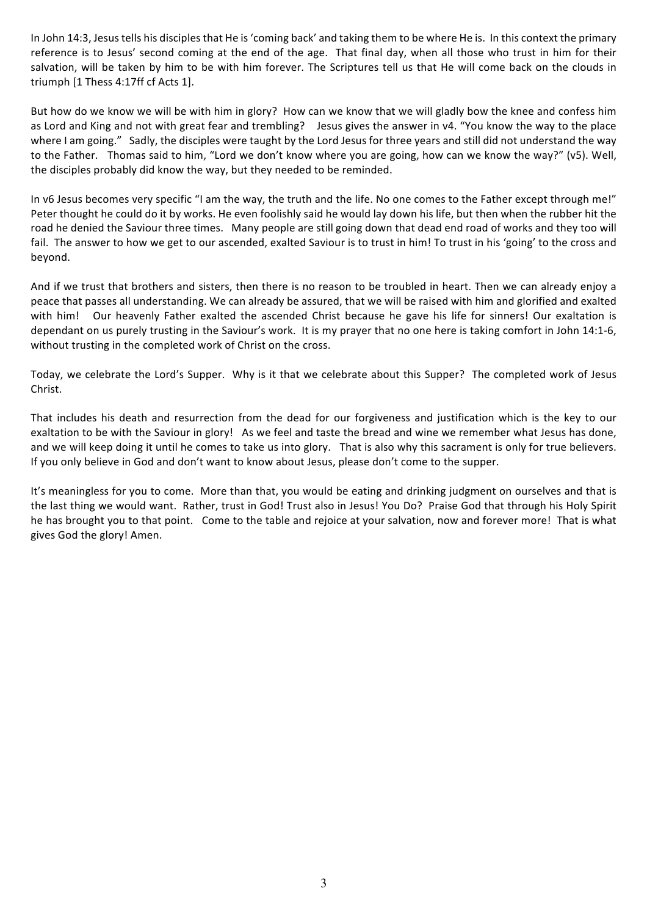In John 14:3, Jesus tells his disciples that He is 'coming back' and taking them to be where He is. In this context the primary reference is to Jesus' second coming at the end of the age. That final day, when all those who trust in him for their salvation, will be taken by him to be with him forever. The Scriptures tell us that He will come back on the clouds in triumph [1 Thess 4:17ff cf Acts 1].

But how do we know we will be with him in glory? How can we know that we will gladly bow the knee and confess him as Lord and King and not with great fear and trembling? Jesus gives the answer in v4. "You know the way to the place where I am going." Sadly, the disciples were taught by the Lord Jesus for three years and still did not understand the way to the Father. Thomas said to him, "Lord we don't know where you are going, how can we know the way?" (v5). Well, the disciples probably did know the way, but they needed to be reminded.

In v6 Jesus becomes very specific "I am the way, the truth and the life. No one comes to the Father except through me!" Peter thought he could do it by works. He even foolishly said he would lay down his life, but then when the rubber hit the road he denied the Saviour three times. Many people are still going down that dead end road of works and they too will fail. The answer to how we get to our ascended, exalted Saviour is to trust in him! To trust in his 'going' to the cross and beyond.

And if we trust that brothers and sisters, then there is no reason to be troubled in heart. Then we can already enjoy a peace that passes all understanding. We can already be assured, that we will be raised with him and glorified and exalted with him! Our heavenly Father exalted the ascended Christ because he gave his life for sinners! Our exaltation is dependant on us purely trusting in the Saviour's work. It is my prayer that no one here is taking comfort in John 14:1-6, without trusting in the completed work of Christ on the cross.

Today, we celebrate the Lord's Supper. Why is it that we celebrate about this Supper? The completed work of Jesus Christ.

That includes his death and resurrection from the dead for our forgiveness and justification which is the key to our exaltation to be with the Saviour in glory! As we feel and taste the bread and wine we remember what Jesus has done, and we will keep doing it until he comes to take us into glory. That is also why this sacrament is only for true believers. If you only believe in God and don't want to know about Jesus, please don't come to the supper.

It's meaningless for you to come. More than that, you would be eating and drinking judgment on ourselves and that is the last thing we would want. Rather, trust in God! Trust also in Jesus! You Do? Praise God that through his Holy Spirit he has brought you to that point. Come to the table and rejoice at your salvation, now and forever more! That is what gives God the glory! Amen.